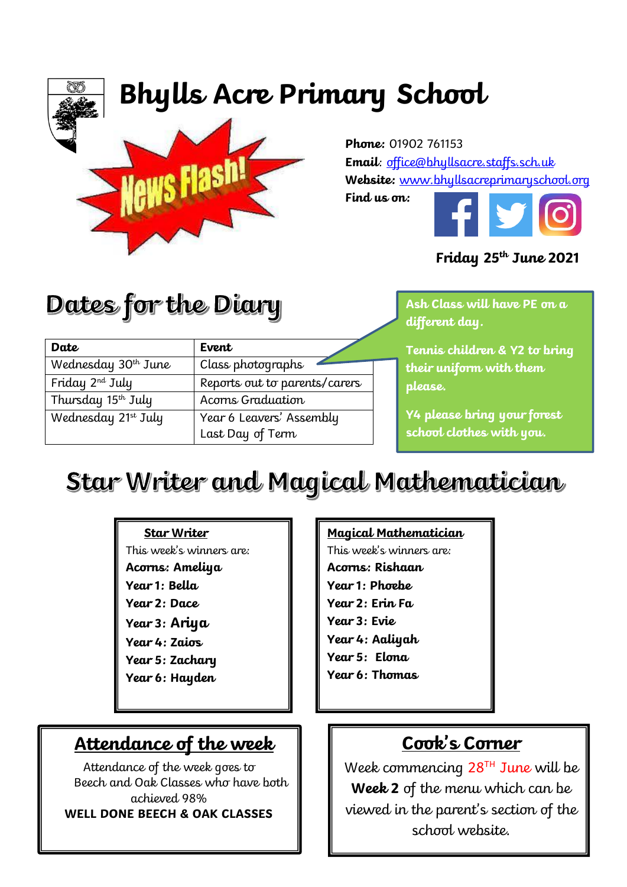# Bhylls Acre Primary School

News Flash!

**Phone:** 01902 761153
**Email**: office@bhyllsacre.staffs.sch.uk
**Website:** www.bhyllsacreprimaryschool.org
**Find us on:**

**Friday 25th June 2021**

## Dates for the Diary

| Date | Event |
|---|---|
| Wednesday 30th June | Class photographs |
| Friday 2nd July | Reports out to parents/carers |
| Thursday 15th July | Acorns Graduation |
| Wednesday 21st July | Year 6 Leavers' Assembly<br>Last Day of Term |

**Ash Class will have PE on a different day.**

**Tennis children & Y2 to bring their uniform with them please.**

**Y4 please bring your forest school clothes with you.**

## Star Writer and Magical Mathematician

**Star Writer**

This week's winners are:

**Acorns: Ameliya**
**Year 1: Bella**
**Year 2: Dace**
**Year 3: Ariya**
**Year 4: Zaios**
**Year 5: Zachary**
**Year 6: Hayden**

**Magical Mathematician**

This week's winners are:

**Acorns: Rishaan**
**Year 1: Phoebe**
**Year 2: Erin Fa**
**Year 3: Evie**
**Year 4: Aaliyah**
**Year 5: Elona**
**Year 6: Thomas**

### Attendance of the week

Attendance of the week goes to Beech and Oak Classes who have both achieved 98%

**WELL DONE BEECH & OAK CLASSES**

### Cook's Corner

Week commencing 28TH June will be **Week 2** of the menu which can be viewed in the parent's section of the school website.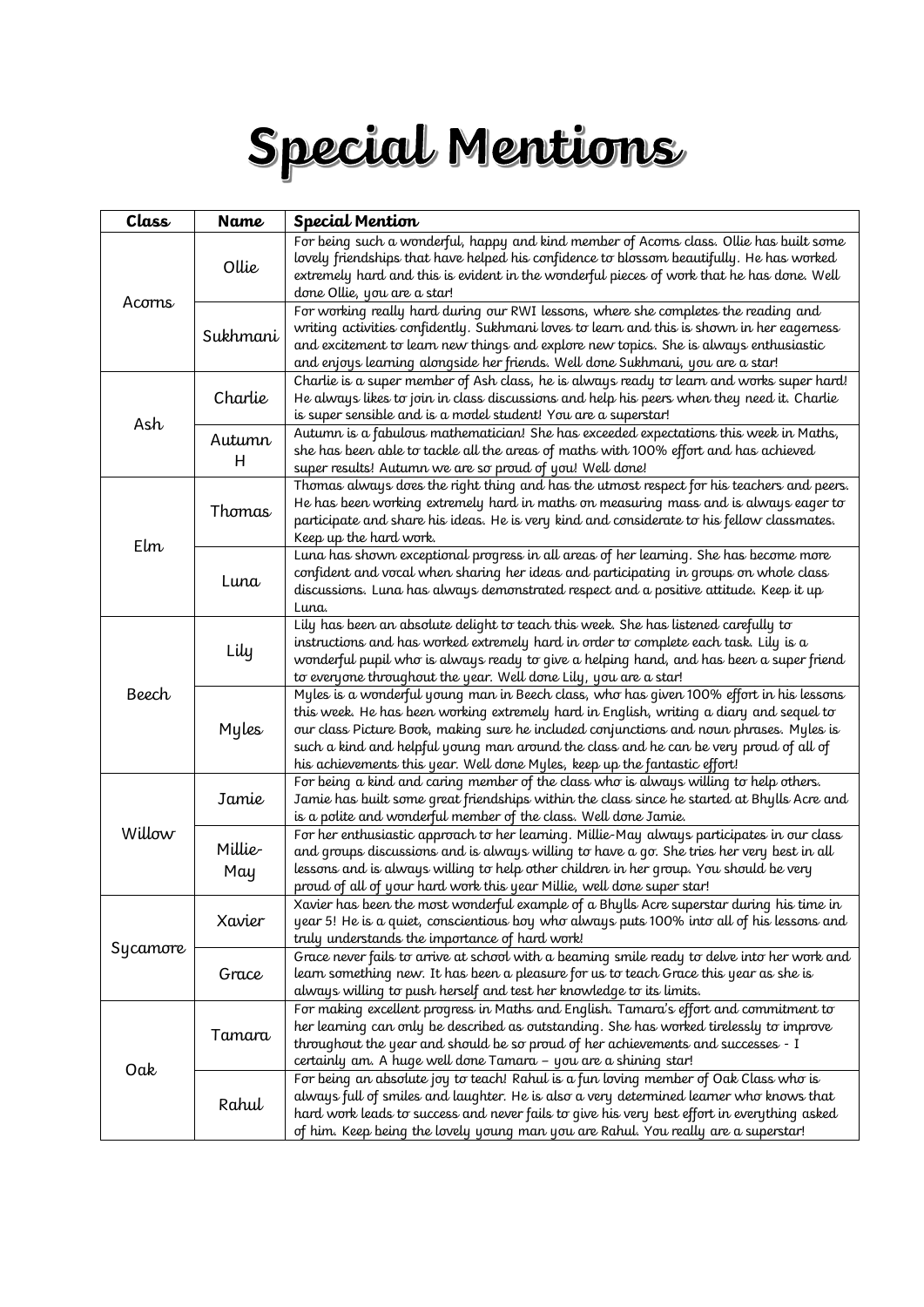# Special Mentions

| Class | Name | Special Mention |
|---|---|---|
| Acorns | Ollie | For being such a wonderful, happy and kind member of Acorns class. Ollie has built some lovely friendships that have helped his confidence to blossom beautifully. He has worked extremely hard and this is evident in the wonderful pieces of work that he has done. Well done Ollie, you are a star! |
| | Sukhmani | For working really hard during our RWI lessons, where she completes the reading and writing activities confidently. Sukhmani loves to learn and this is shown in her eagerness and excitement to learn new things and explore new topics. She is always enthusiastic and enjoys learning alongside her friends. Well done Sukhmani, you are a star! |
| Ash | Charlie | Charlie is a super member of Ash class, he is always ready to learn and works super hard! He always likes to join in class discussions and help his peers when they need it. Charlie is super sensible and is a model student! You are a superstar! |
| | Autumn H | Autumn is a fabulous mathematician! She has exceeded expectations this week in Maths, she has been able to tackle all the areas of maths with 100% effort and has achieved super results! Autumn we are so proud of you! Well done! |
| Elm | Thomas | Thomas always does the right thing and has the utmost respect for his teachers and peers. He has been working extremely hard in maths on measuring mass and is always eager to participate and share his ideas. He is very kind and considerate to his fellow classmates. Keep up the hard work. |
| | Luna | Luna has shown exceptional progress in all areas of her learning. She has become more confident and vocal when sharing her ideas and participating in groups on whole class discussions. Luna has always demonstrated respect and a positive attitude. Keep it up Luna. |
| Beech | Lily | Lily has been an absolute delight to teach this week. She has listened carefully to instructions and has worked extremely hard in order to complete each task. Lily is a wonderful pupil who is always ready to give a helping hand, and has been a super friend to everyone throughout the year. Well done Lily, you are a star! |
| | Myles | Myles is a wonderful young man in Beech class, who has given 100% effort in his lessons this week. He has been working extremely hard in English, writing a diary and sequel to our class Picture Book, making sure he included conjunctions and noun phrases. Myles is such a kind and helpful young man around the class and he can be very proud of all of his achievements this year. Well done Myles, keep up the fantastic effort! |
| Willow | Jamie | For being a kind and caring member of the class who is always willing to help others. Jamie has built some great friendships within the class since he started at Bhylls Acre and is a polite and wonderful member of the class. Well done Jamie. |
| | Millie-May | For her enthusiastic approach to her learning. Millie-May always participates in our class and groups discussions and is always willing to have a go. She tries her very best in all lessons and is always willing to help other children in her group. You should be very proud of all of your hard work this year Millie, well done super star! |
| Sycamore | Xavier | Xavier has been the most wonderful example of a Bhylls Acre superstar during his time in year 5! He is a quiet, conscientious boy who always puts 100% into all of his lessons and truly understands the importance of hard work! |
| | Grace | Grace never fails to arrive at school with a beaming smile ready to delve into her work and learn something new. It has been a pleasure for us to teach Grace this year as she is always willing to push herself and test her knowledge to its limits. |
| Oak | Tamara | For making excellent progress in Maths and English. Tamara's effort and commitment to her learning can only be described as outstanding. She has worked tirelessly to improve throughout the year and should be so proud of her achievements and successes - I certainly am. A huge well done Tamara – you are a shining star! |
| | Rahul | For being an absolute joy to teach! Rahul is a fun loving member of Oak Class who is always full of smiles and laughter. He is also a very determined learner who knows that hard work leads to success and never fails to give his very best effort in everything asked of him. Keep being the lovely young man you are Rahul. You really are a superstar! |